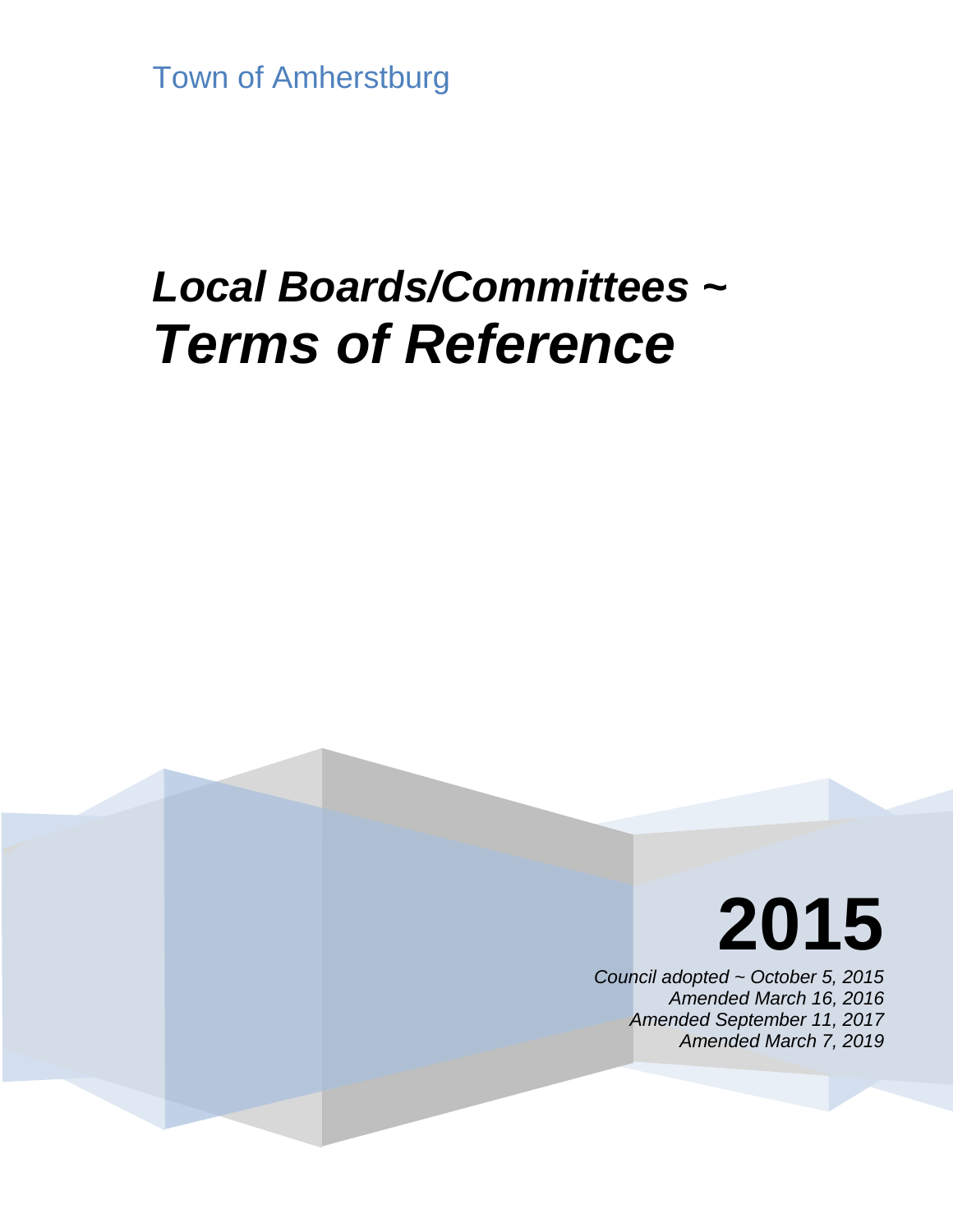Town of Amherstburg

# *Local Boards/Committees ~*
# ***Terms of Reference***

# **2015**

*Council adopted ~ October 5, 2015*
*Amended March 16, 2016*
*Amended September 11, 2017*
*Amended March 7, 2019*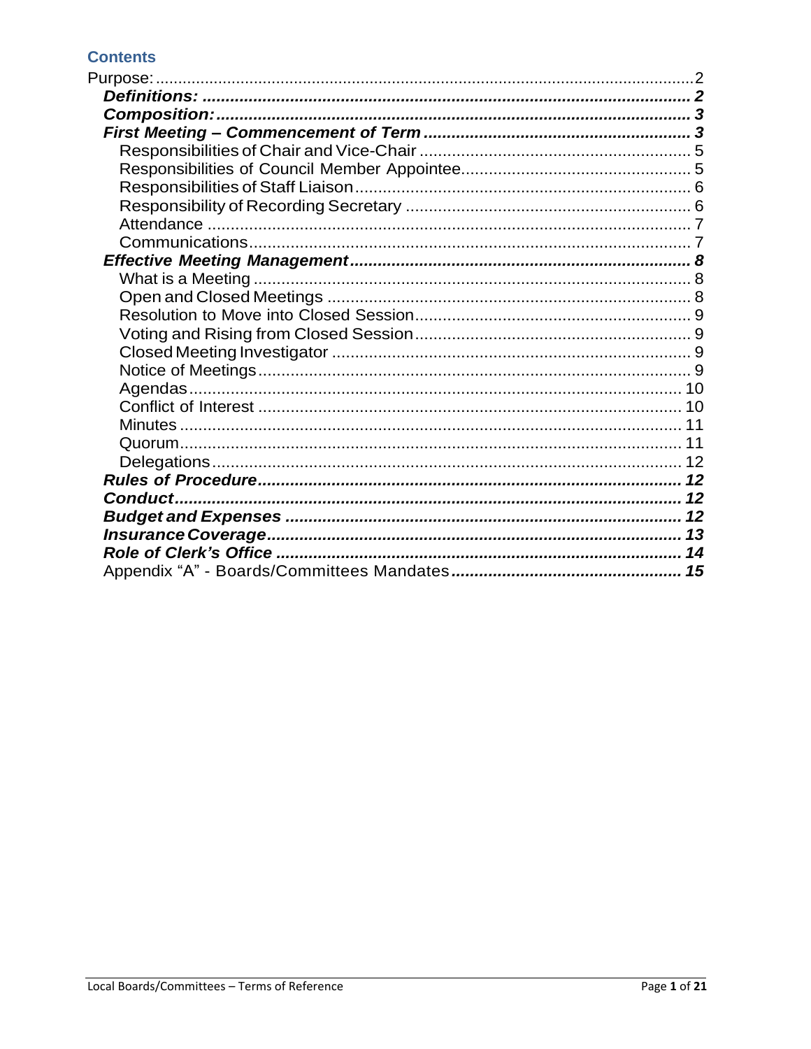# Contents

Purpose: ... 2

- ***Definitions:*** ... **2**
- ***Composition:*** ... **3**
- ***First Meeting – Commencement of Term*** ... **3**
  - Responsibilities of Chair and Vice-Chair ... 5
  - Responsibilities of Council Member Appointee ... 5
  - Responsibilities of Staff Liaison ... 6
  - Responsibility of Recording Secretary ... 6
  - Attendance ... 7
  - Communications ... 7
- ***Effective Meeting Management*** ... **8**
  - What is a Meeting ... 8
  - Open and Closed Meetings ... 8
  - Resolution to Move into Closed Session ... 9
  - Voting and Rising from Closed Session ... 9
  - Closed Meeting Investigator ... 9
  - Notice of Meetings ... 9
  - Agendas ... 10
  - Conflict of Interest ... 10
  - Minutes ... 11
  - Quorum ... 11
  - Delegations ... 12
- ***Rules of Procedure*** ... **12**
- ***Conduct*** ... **12**
- ***Budget and Expenses*** ... **12**
- ***Insurance Coverage*** ... **13**
- ***Role of Clerk's Office*** ... **14**
- Appendix "A" - Boards/Committees Mandates ... ***15***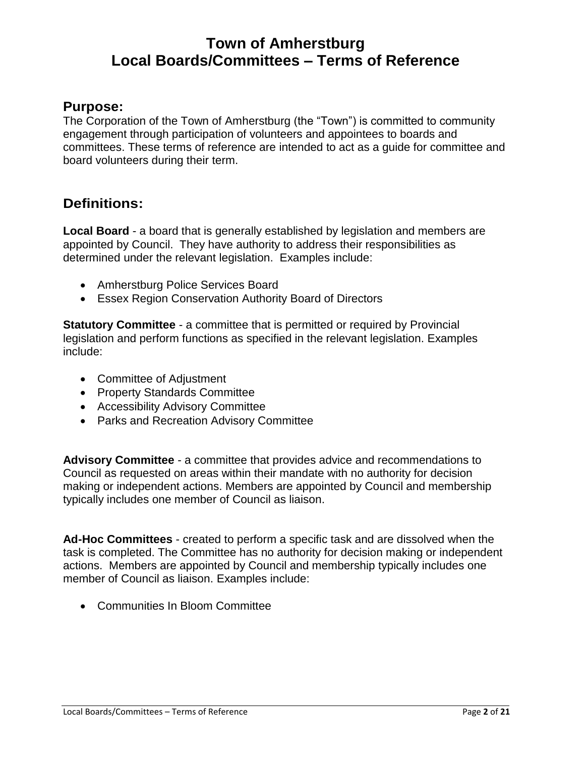# Town of Amherstburg
# Local Boards/Committees – Terms of Reference

## Purpose:

The Corporation of the Town of Amherstburg (the "Town") is committed to community engagement through participation of volunteers and appointees to boards and committees. These terms of reference are intended to act as a guide for committee and board volunteers during their term.

## Definitions:

**Local Board** - a board that is generally established by legislation and members are appointed by Council. They have authority to address their responsibilities as determined under the relevant legislation. Examples include:

- Amherstburg Police Services Board
- Essex Region Conservation Authority Board of Directors

**Statutory Committee** - a committee that is permitted or required by Provincial legislation and perform functions as specified in the relevant legislation. Examples include:

- Committee of Adjustment
- Property Standards Committee
- Accessibility Advisory Committee
- Parks and Recreation Advisory Committee

**Advisory Committee** - a committee that provides advice and recommendations to Council as requested on areas within their mandate with no authority for decision making or independent actions. Members are appointed by Council and membership typically includes one member of Council as liaison.

**Ad-Hoc Committees** - created to perform a specific task and are dissolved when the task is completed. The Committee has no authority for decision making or independent actions. Members are appointed by Council and membership typically includes one member of Council as liaison. Examples include:

- Communities In Bloom Committee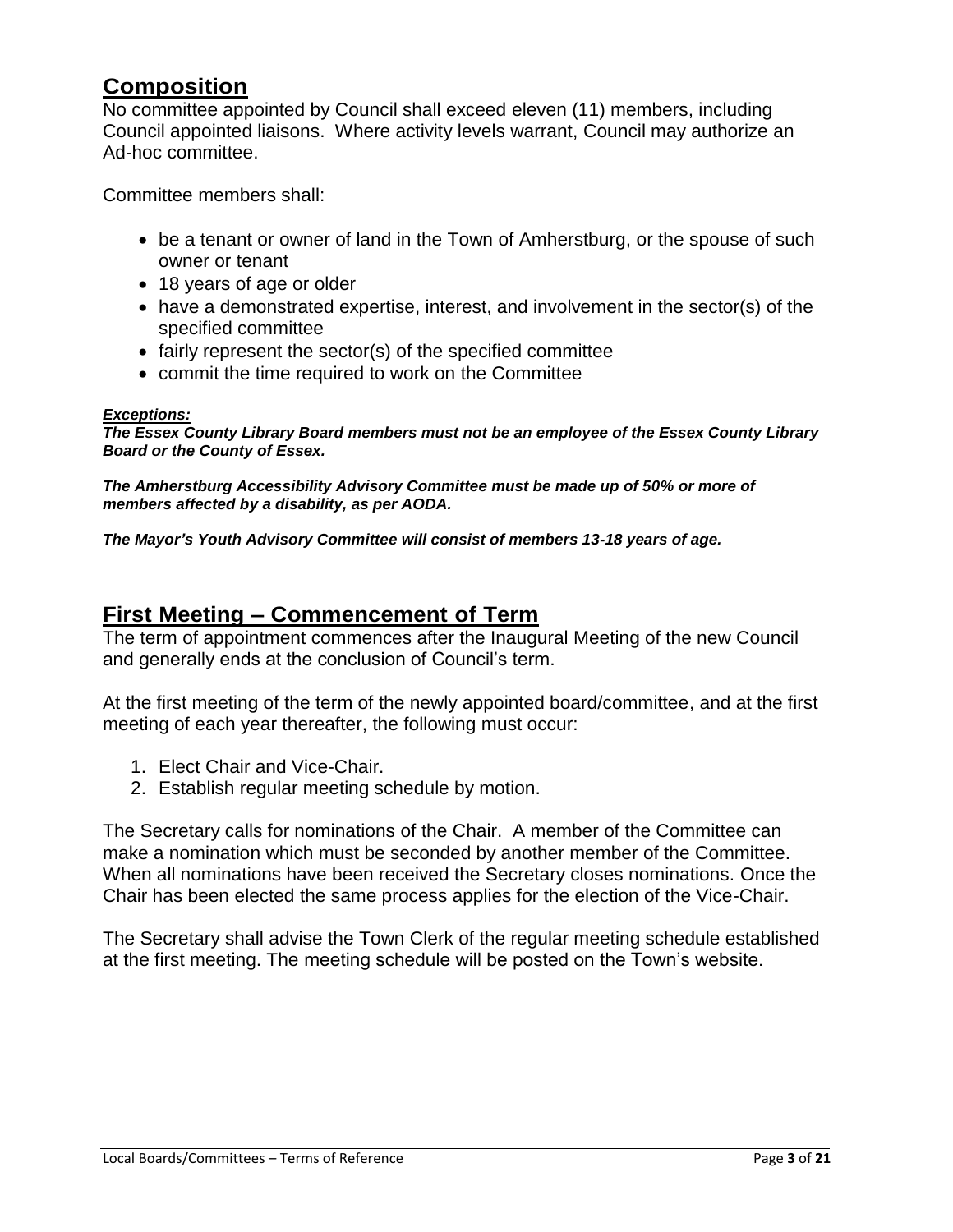## Composition

No committee appointed by Council shall exceed eleven (11) members, including Council appointed liaisons. Where activity levels warrant, Council may authorize an Ad-hoc committee.

Committee members shall:

- be a tenant or owner of land in the Town of Amherstburg, or the spouse of such owner or tenant
- 18 years of age or older
- have a demonstrated expertise, interest, and involvement in the sector(s) of the specified committee
- fairly represent the sector(s) of the specified committee
- commit the time required to work on the Committee

***Exceptions:***

***The Essex County Library Board members must not be an employee of the Essex County Library Board or the County of Essex.***

***The Amherstburg Accessibility Advisory Committee must be made up of 50% or more of members affected by a disability, as per AODA.***

***The Mayor's Youth Advisory Committee will consist of members 13-18 years of age.***

## First Meeting – Commencement of Term

The term of appointment commences after the Inaugural Meeting of the new Council and generally ends at the conclusion of Council's term.

At the first meeting of the term of the newly appointed board/committee, and at the first meeting of each year thereafter, the following must occur:

1. Elect Chair and Vice-Chair.
2. Establish regular meeting schedule by motion.

The Secretary calls for nominations of the Chair. A member of the Committee can make a nomination which must be seconded by another member of the Committee. When all nominations have been received the Secretary closes nominations. Once the Chair has been elected the same process applies for the election of the Vice-Chair.

The Secretary shall advise the Town Clerk of the regular meeting schedule established at the first meeting. The meeting schedule will be posted on the Town's website.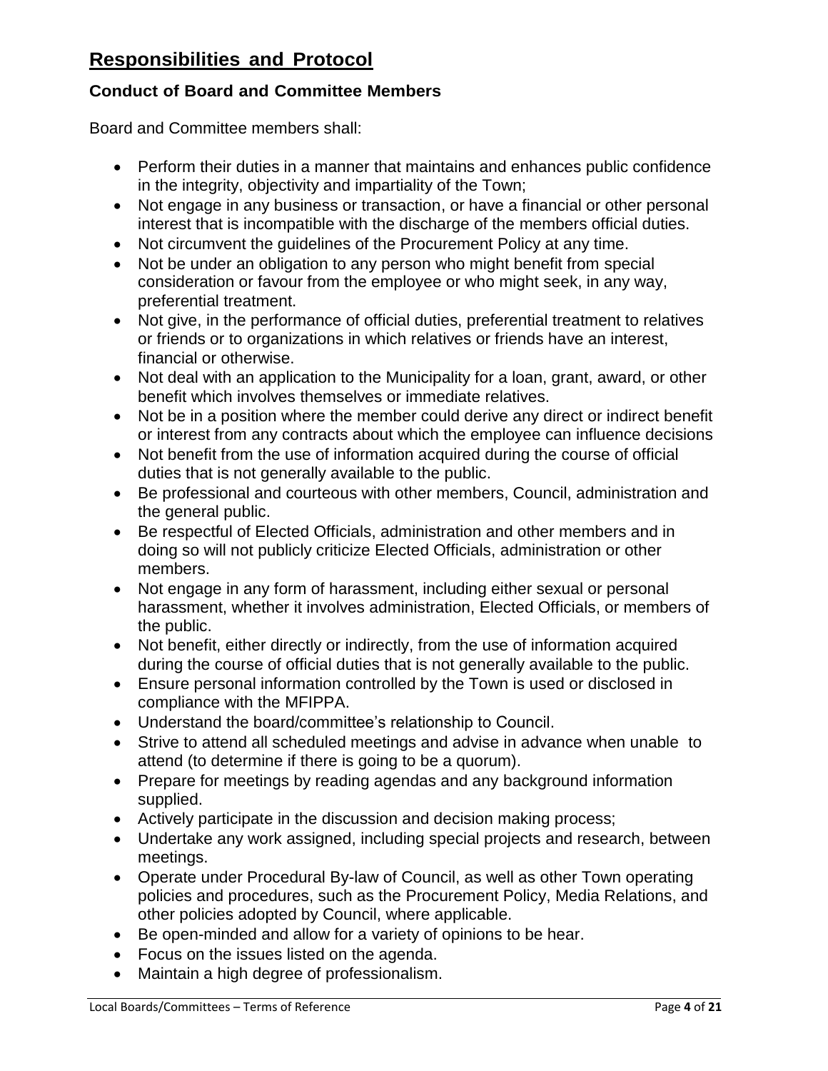## Responsibilities and Protocol

### Conduct of Board and Committee Members

Board and Committee members shall:

- Perform their duties in a manner that maintains and enhances public confidence in the integrity, objectivity and impartiality of the Town;
- Not engage in any business or transaction, or have a financial or other personal interest that is incompatible with the discharge of the members official duties.
- Not circumvent the guidelines of the Procurement Policy at any time.
- Not be under an obligation to any person who might benefit from special consideration or favour from the employee or who might seek, in any way, preferential treatment.
- Not give, in the performance of official duties, preferential treatment to relatives or friends or to organizations in which relatives or friends have an interest, financial or otherwise.
- Not deal with an application to the Municipality for a loan, grant, award, or other benefit which involves themselves or immediate relatives.
- Not be in a position where the member could derive any direct or indirect benefit or interest from any contracts about which the employee can influence decisions
- Not benefit from the use of information acquired during the course of official duties that is not generally available to the public.
- Be professional and courteous with other members, Council, administration and the general public.
- Be respectful of Elected Officials, administration and other members and in doing so will not publicly criticize Elected Officials, administration or other members.
- Not engage in any form of harassment, including either sexual or personal harassment, whether it involves administration, Elected Officials, or members of the public.
- Not benefit, either directly or indirectly, from the use of information acquired during the course of official duties that is not generally available to the public.
- Ensure personal information controlled by the Town is used or disclosed in compliance with the MFIPPA.
- Understand the board/committee's relationship to Council.
- Strive to attend all scheduled meetings and advise in advance when unable to attend (to determine if there is going to be a quorum).
- Prepare for meetings by reading agendas and any background information supplied.
- Actively participate in the discussion and decision making process;
- Undertake any work assigned, including special projects and research, between meetings.
- Operate under Procedural By-law of Council, as well as other Town operating policies and procedures, such as the Procurement Policy, Media Relations, and other policies adopted by Council, where applicable.
- Be open-minded and allow for a variety of opinions to be hear.
- Focus on the issues listed on the agenda.
- Maintain a high degree of professionalism.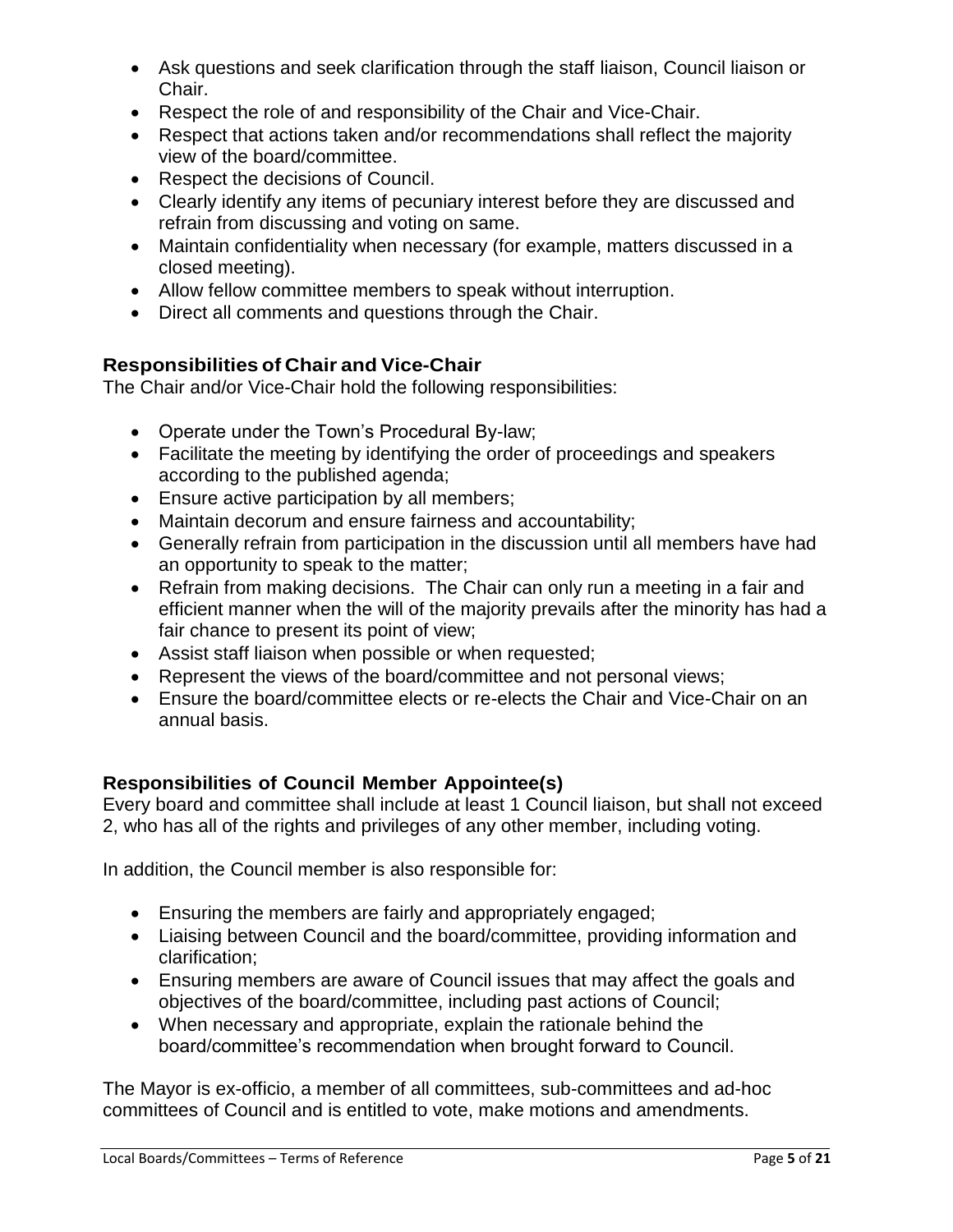- Ask questions and seek clarification through the staff liaison, Council liaison or Chair.
- Respect the role of and responsibility of the Chair and Vice-Chair.
- Respect that actions taken and/or recommendations shall reflect the majority view of the board/committee.
- Respect the decisions of Council.
- Clearly identify any items of pecuniary interest before they are discussed and refrain from discussing and voting on same.
- Maintain confidentiality when necessary (for example, matters discussed in a closed meeting).
- Allow fellow committee members to speak without interruption.
- Direct all comments and questions through the Chair.

### Responsibilities of Chair and Vice-Chair

The Chair and/or Vice-Chair hold the following responsibilities:

- Operate under the Town's Procedural By-law;
- Facilitate the meeting by identifying the order of proceedings and speakers according to the published agenda;
- Ensure active participation by all members;
- Maintain decorum and ensure fairness and accountability;
- Generally refrain from participation in the discussion until all members have had an opportunity to speak to the matter;
- Refrain from making decisions. The Chair can only run a meeting in a fair and efficient manner when the will of the majority prevails after the minority has had a fair chance to present its point of view;
- Assist staff liaison when possible or when requested;
- Represent the views of the board/committee and not personal views;
- Ensure the board/committee elects or re-elects the Chair and Vice-Chair on an annual basis.

### Responsibilities of Council Member Appointee(s)

Every board and committee shall include at least 1 Council liaison, but shall not exceed 2, who has all of the rights and privileges of any other member, including voting.

In addition, the Council member is also responsible for:

- Ensuring the members are fairly and appropriately engaged;
- Liaising between Council and the board/committee, providing information and clarification;
- Ensuring members are aware of Council issues that may affect the goals and objectives of the board/committee, including past actions of Council;
- When necessary and appropriate, explain the rationale behind the board/committee's recommendation when brought forward to Council.

The Mayor is ex-officio, a member of all committees, sub-committees and ad-hoc committees of Council and is entitled to vote, make motions and amendments.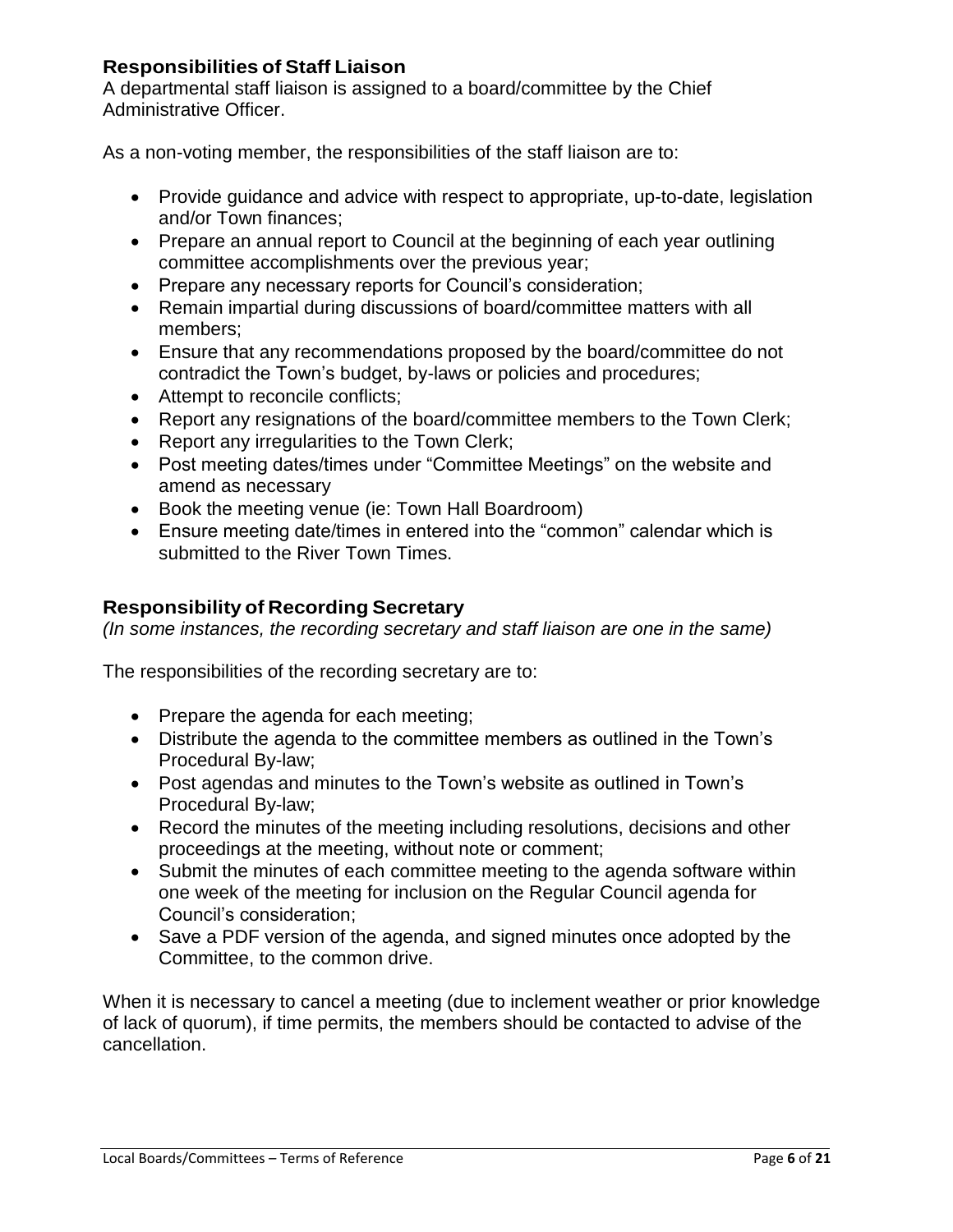## Responsibilities of Staff Liaison

A departmental staff liaison is assigned to a board/committee by the Chief Administrative Officer.

As a non-voting member, the responsibilities of the staff liaison are to:

- Provide guidance and advice with respect to appropriate, up-to-date, legislation and/or Town finances;
- Prepare an annual report to Council at the beginning of each year outlining committee accomplishments over the previous year;
- Prepare any necessary reports for Council's consideration;
- Remain impartial during discussions of board/committee matters with all members;
- Ensure that any recommendations proposed by the board/committee do not contradict the Town's budget, by-laws or policies and procedures;
- Attempt to reconcile conflicts;
- Report any resignations of the board/committee members to the Town Clerk;
- Report any irregularities to the Town Clerk;
- Post meeting dates/times under "Committee Meetings" on the website and amend as necessary
- Book the meeting venue (ie: Town Hall Boardroom)
- Ensure meeting date/times in entered into the "common" calendar which is submitted to the River Town Times.

## Responsibility of Recording Secretary

*(In some instances, the recording secretary and staff liaison are one in the same)*

The responsibilities of the recording secretary are to:

- Prepare the agenda for each meeting;
- Distribute the agenda to the committee members as outlined in the Town's Procedural By-law;
- Post agendas and minutes to the Town's website as outlined in Town's Procedural By-law;
- Record the minutes of the meeting including resolutions, decisions and other proceedings at the meeting, without note or comment;
- Submit the minutes of each committee meeting to the agenda software within one week of the meeting for inclusion on the Regular Council agenda for Council's consideration;
- Save a PDF version of the agenda, and signed minutes once adopted by the Committee, to the common drive.

When it is necessary to cancel a meeting (due to inclement weather or prior knowledge of lack of quorum), if time permits, the members should be contacted to advise of the cancellation.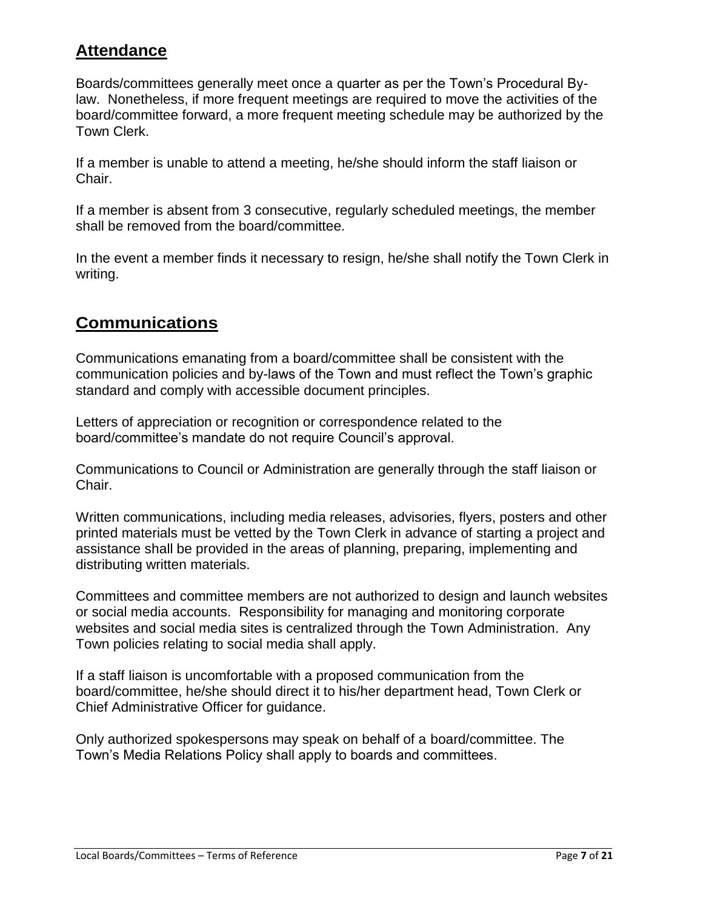## Attendance

Boards/committees generally meet once a quarter as per the Town's Procedural By-law. Nonetheless, if more frequent meetings are required to move the activities of the board/committee forward, a more frequent meeting schedule may be authorized by the Town Clerk.

If a member is unable to attend a meeting, he/she should inform the staff liaison or Chair.

If a member is absent from 3 consecutive, regularly scheduled meetings, the member shall be removed from the board/committee.

In the event a member finds it necessary to resign, he/she shall notify the Town Clerk in writing.

## Communications

Communications emanating from a board/committee shall be consistent with the communication policies and by-laws of the Town and must reflect the Town's graphic standard and comply with accessible document principles.

Letters of appreciation or recognition or correspondence related to the board/committee's mandate do not require Council's approval.

Communications to Council or Administration are generally through the staff liaison or Chair.

Written communications, including media releases, advisories, flyers, posters and other printed materials must be vetted by the Town Clerk in advance of starting a project and assistance shall be provided in the areas of planning, preparing, implementing and distributing written materials.

Committees and committee members are not authorized to design and launch websites or social media accounts. Responsibility for managing and monitoring corporate websites and social media sites is centralized through the Town Administration. Any Town policies relating to social media shall apply.

If a staff liaison is uncomfortable with a proposed communication from the board/committee, he/she should direct it to his/her department head, Town Clerk or Chief Administrative Officer for guidance.

Only authorized spokespersons may speak on behalf of a board/committee. The Town's Media Relations Policy shall apply to boards and committees.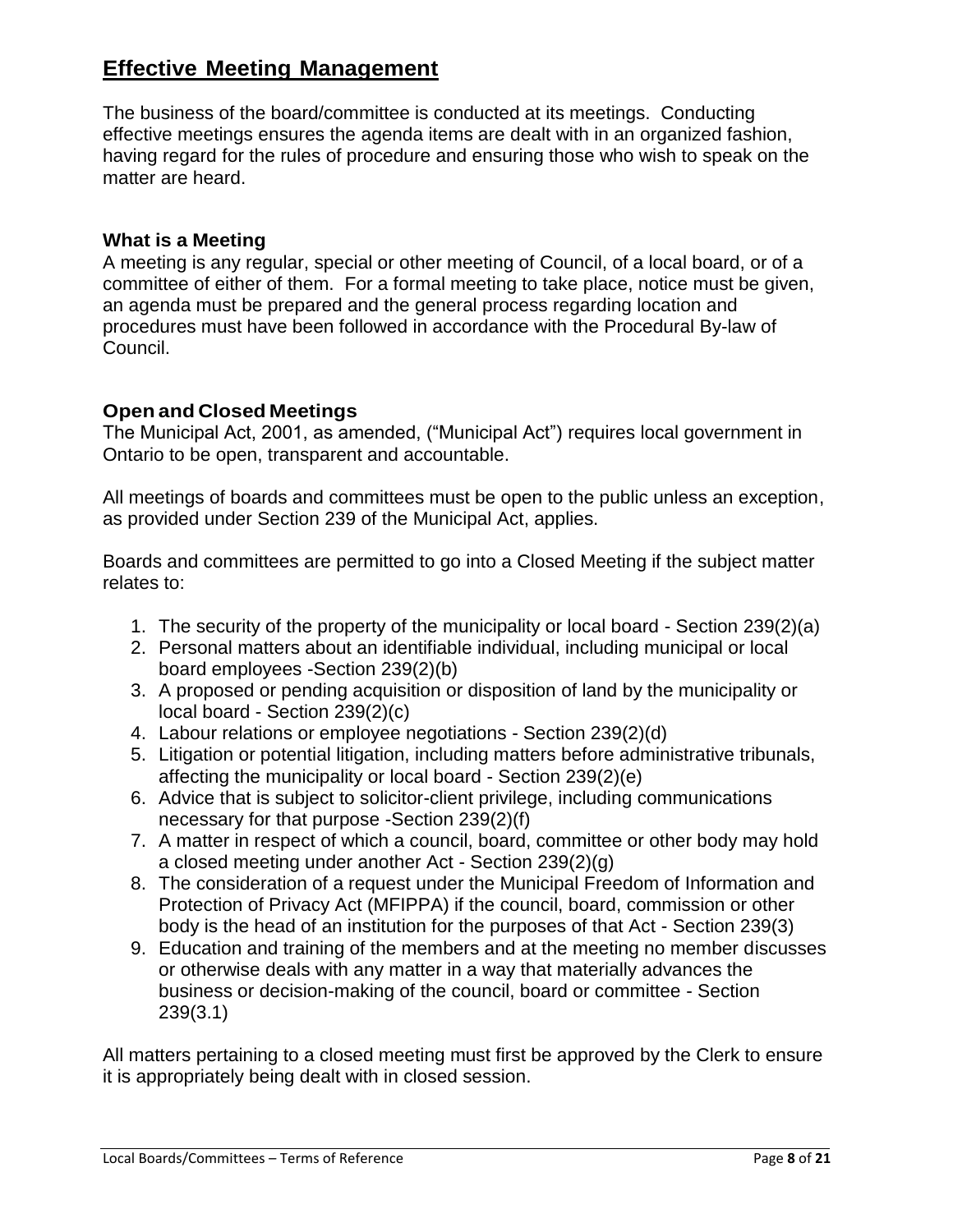## Effective Meeting Management

The business of the board/committee is conducted at its meetings. Conducting effective meetings ensures the agenda items are dealt with in an organized fashion, having regard for the rules of procedure and ensuring those who wish to speak on the matter are heard.

### What is a Meeting

A meeting is any regular, special or other meeting of Council, of a local board, or of a committee of either of them. For a formal meeting to take place, notice must be given, an agenda must be prepared and the general process regarding location and procedures must have been followed in accordance with the Procedural By-law of Council.

### Open and Closed Meetings

The Municipal Act, 2001, as amended, ("Municipal Act") requires local government in Ontario to be open, transparent and accountable.

All meetings of boards and committees must be open to the public unless an exception, as provided under Section 239 of the Municipal Act, applies.

Boards and committees are permitted to go into a Closed Meeting if the subject matter relates to:

1. The security of the property of the municipality or local board - Section 239(2)(a)
2. Personal matters about an identifiable individual, including municipal or local board employees -Section 239(2)(b)
3. A proposed or pending acquisition or disposition of land by the municipality or local board - Section 239(2)(c)
4. Labour relations or employee negotiations - Section 239(2)(d)
5. Litigation or potential litigation, including matters before administrative tribunals, affecting the municipality or local board - Section 239(2)(e)
6. Advice that is subject to solicitor-client privilege, including communications necessary for that purpose -Section 239(2)(f)
7. A matter in respect of which a council, board, committee or other body may hold a closed meeting under another Act - Section 239(2)(g)
8. The consideration of a request under the Municipal Freedom of Information and Protection of Privacy Act (MFIPPA) if the council, board, commission or other body is the head of an institution for the purposes of that Act - Section 239(3)
9. Education and training of the members and at the meeting no member discusses or otherwise deals with any matter in a way that materially advances the business or decision-making of the council, board or committee - Section 239(3.1)

All matters pertaining to a closed meeting must first be approved by the Clerk to ensure it is appropriately being dealt with in closed session.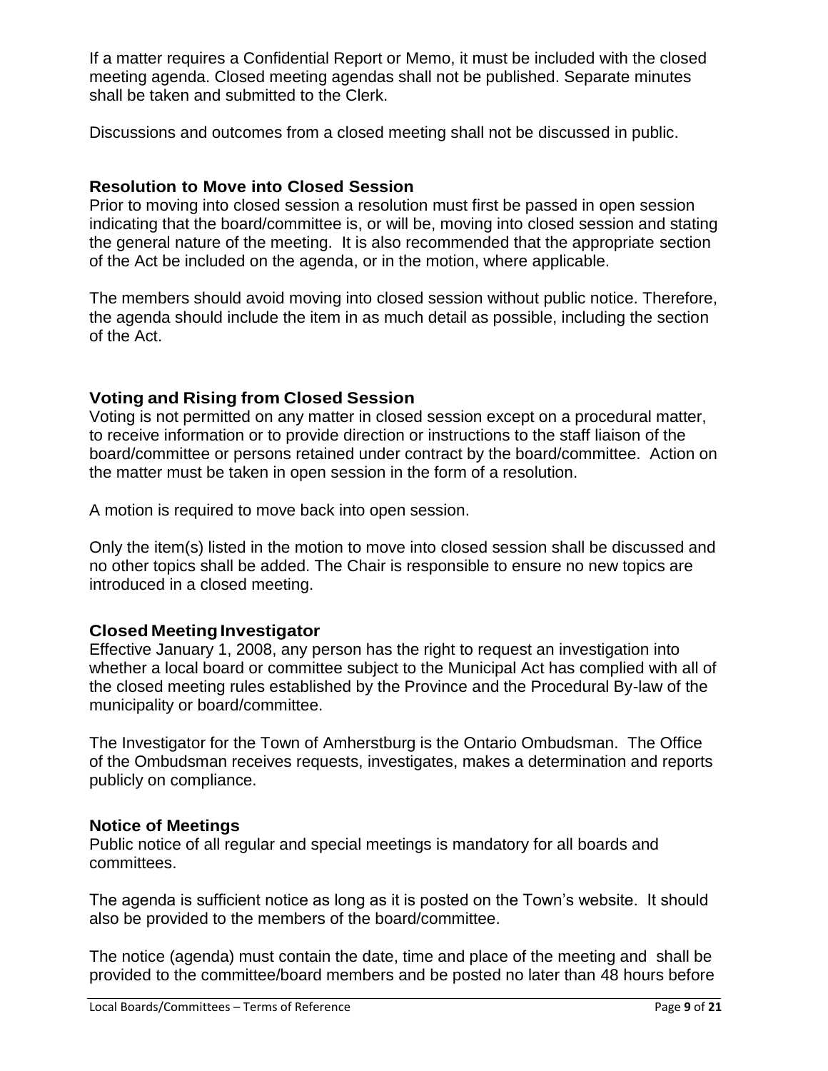If a matter requires a Confidential Report or Memo, it must be included with the closed meeting agenda. Closed meeting agendas shall not be published. Separate minutes shall be taken and submitted to the Clerk.

Discussions and outcomes from a closed meeting shall not be discussed in public.

### Resolution to Move into Closed Session

Prior to moving into closed session a resolution must first be passed in open session indicating that the board/committee is, or will be, moving into closed session and stating the general nature of the meeting. It is also recommended that the appropriate section of the Act be included on the agenda, or in the motion, where applicable.

The members should avoid moving into closed session without public notice. Therefore, the agenda should include the item in as much detail as possible, including the section of the Act.

### Voting and Rising from Closed Session

Voting is not permitted on any matter in closed session except on a procedural matter, to receive information or to provide direction or instructions to the staff liaison of the board/committee or persons retained under contract by the board/committee. Action on the matter must be taken in open session in the form of a resolution.

A motion is required to move back into open session.

Only the item(s) listed in the motion to move into closed session shall be discussed and no other topics shall be added. The Chair is responsible to ensure no new topics are introduced in a closed meeting.

### Closed Meeting Investigator

Effective January 1, 2008, any person has the right to request an investigation into whether a local board or committee subject to the Municipal Act has complied with all of the closed meeting rules established by the Province and the Procedural By-law of the municipality or board/committee.

The Investigator for the Town of Amherstburg is the Ontario Ombudsman. The Office of the Ombudsman receives requests, investigates, makes a determination and reports publicly on compliance.

### Notice of Meetings

Public notice of all regular and special meetings is mandatory for all boards and committees.

The agenda is sufficient notice as long as it is posted on the Town's website. It should also be provided to the members of the board/committee.

The notice (agenda) must contain the date, time and place of the meeting and shall be provided to the committee/board members and be posted no later than 48 hours before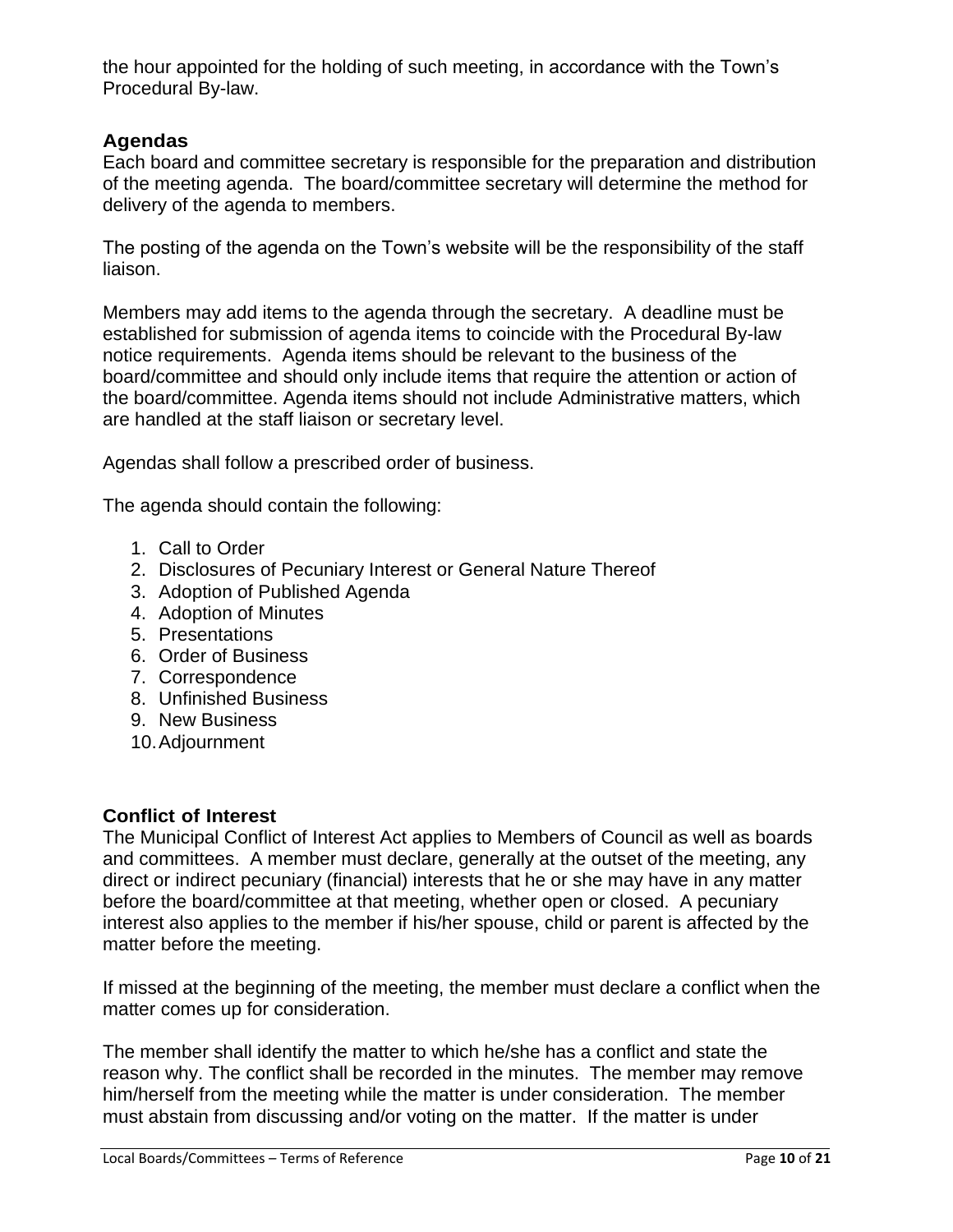the hour appointed for the holding of such meeting, in accordance with the Town's Procedural By-law.

## Agendas

Each board and committee secretary is responsible for the preparation and distribution of the meeting agenda. The board/committee secretary will determine the method for delivery of the agenda to members.

The posting of the agenda on the Town's website will be the responsibility of the staff liaison.

Members may add items to the agenda through the secretary. A deadline must be established for submission of agenda items to coincide with the Procedural By-law notice requirements. Agenda items should be relevant to the business of the board/committee and should only include items that require the attention or action of the board/committee. Agenda items should not include Administrative matters, which are handled at the staff liaison or secretary level.

Agendas shall follow a prescribed order of business.

The agenda should contain the following:

1. Call to Order
2. Disclosures of Pecuniary Interest or General Nature Thereof
3. Adoption of Published Agenda
4. Adoption of Minutes
5. Presentations
6. Order of Business
7. Correspondence
8. Unfinished Business
9. New Business
10. Adjournment

## Conflict of Interest

The Municipal Conflict of Interest Act applies to Members of Council as well as boards and committees. A member must declare, generally at the outset of the meeting, any direct or indirect pecuniary (financial) interests that he or she may have in any matter before the board/committee at that meeting, whether open or closed. A pecuniary interest also applies to the member if his/her spouse, child or parent is affected by the matter before the meeting.

If missed at the beginning of the meeting, the member must declare a conflict when the matter comes up for consideration.

The member shall identify the matter to which he/she has a conflict and state the reason why. The conflict shall be recorded in the minutes. The member may remove him/herself from the meeting while the matter is under consideration. The member must abstain from discussing and/or voting on the matter. If the matter is under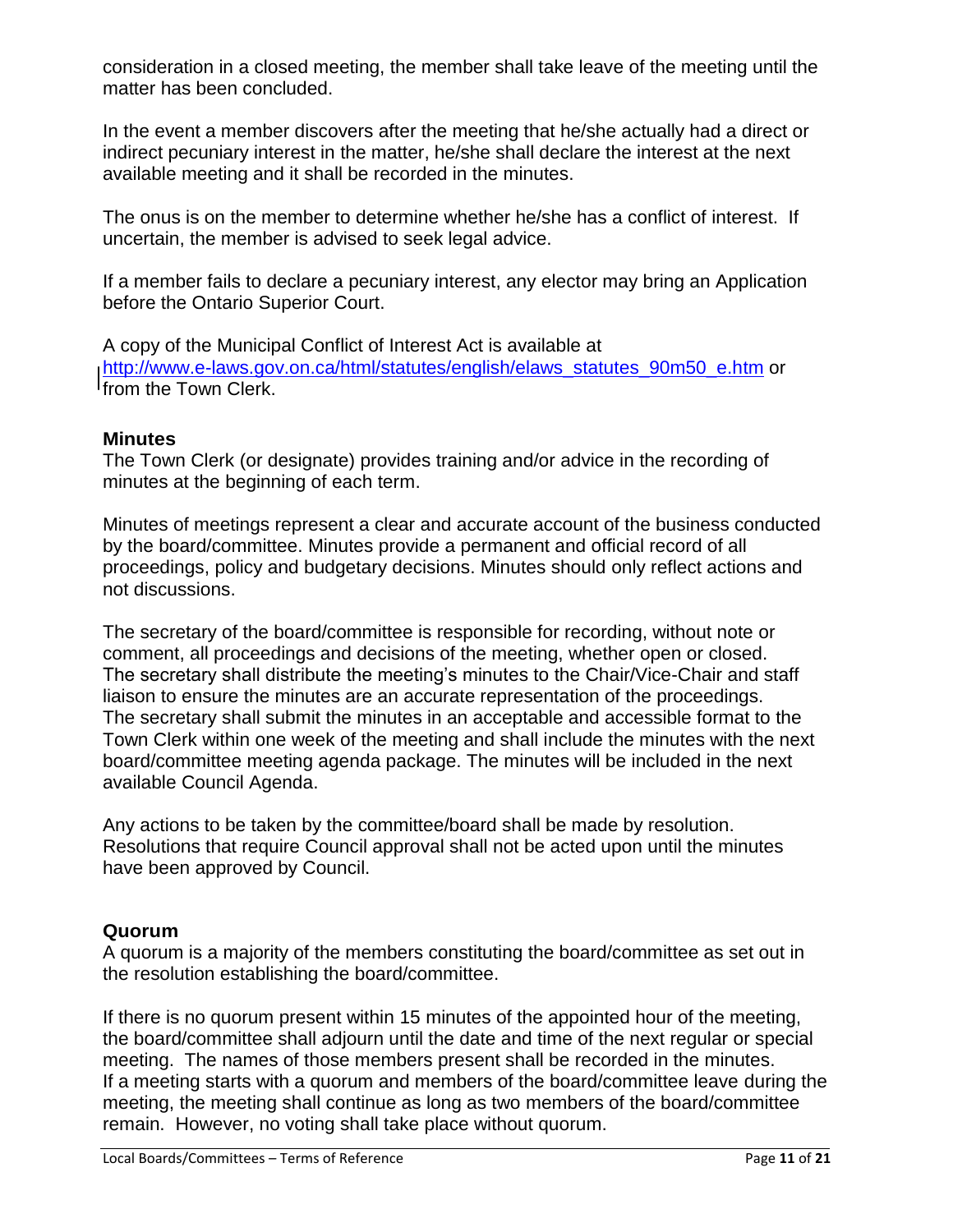consideration in a closed meeting, the member shall take leave of the meeting until the matter has been concluded.

In the event a member discovers after the meeting that he/she actually had a direct or indirect pecuniary interest in the matter, he/she shall declare the interest at the next available meeting and it shall be recorded in the minutes.

The onus is on the member to determine whether he/she has a conflict of interest. If uncertain, the member is advised to seek legal advice.

If a member fails to declare a pecuniary interest, any elector may bring an Application before the Ontario Superior Court.

A copy of the Municipal Conflict of Interest Act is available at http://www.e-laws.gov.on.ca/html/statutes/english/elaws_statutes_90m50_e.htm or from the Town Clerk.

### Minutes

The Town Clerk (or designate) provides training and/or advice in the recording of minutes at the beginning of each term.

Minutes of meetings represent a clear and accurate account of the business conducted by the board/committee. Minutes provide a permanent and official record of all proceedings, policy and budgetary decisions. Minutes should only reflect actions and not discussions.

The secretary of the board/committee is responsible for recording, without note or comment, all proceedings and decisions of the meeting, whether open or closed. The secretary shall distribute the meeting's minutes to the Chair/Vice-Chair and staff liaison to ensure the minutes are an accurate representation of the proceedings. The secretary shall submit the minutes in an acceptable and accessible format to the Town Clerk within one week of the meeting and shall include the minutes with the next board/committee meeting agenda package. The minutes will be included in the next available Council Agenda.

Any actions to be taken by the committee/board shall be made by resolution. Resolutions that require Council approval shall not be acted upon until the minutes have been approved by Council.

### Quorum

A quorum is a majority of the members constituting the board/committee as set out in the resolution establishing the board/committee.

If there is no quorum present within 15 minutes of the appointed hour of the meeting, the board/committee shall adjourn until the date and time of the next regular or special meeting. The names of those members present shall be recorded in the minutes. If a meeting starts with a quorum and members of the board/committee leave during the meeting, the meeting shall continue as long as two members of the board/committee remain. However, no voting shall take place without quorum.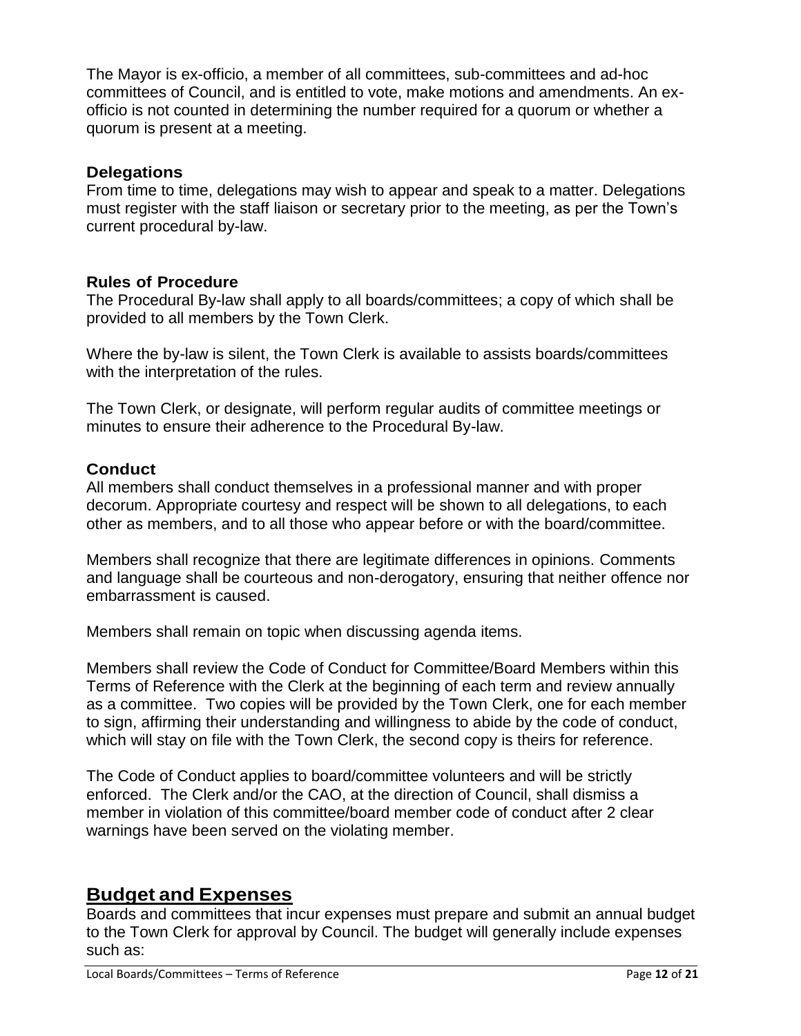The Mayor is ex-officio, a member of all committees, sub-committees and ad-hoc committees of Council, and is entitled to vote, make motions and amendments. An ex-officio is not counted in determining the number required for a quorum or whether a quorum is present at a meeting.

### Delegations

From time to time, delegations may wish to appear and speak to a matter. Delegations must register with the staff liaison or secretary prior to the meeting, as per the Town's current procedural by-law.

### Rules of Procedure

The Procedural By-law shall apply to all boards/committees; a copy of which shall be provided to all members by the Town Clerk.

Where the by-law is silent, the Town Clerk is available to assists boards/committees with the interpretation of the rules.

The Town Clerk, or designate, will perform regular audits of committee meetings or minutes to ensure their adherence to the Procedural By-law.

### Conduct

All members shall conduct themselves in a professional manner and with proper decorum. Appropriate courtesy and respect will be shown to all delegations, to each other as members, and to all those who appear before or with the board/committee.

Members shall recognize that there are legitimate differences in opinions. Comments and language shall be courteous and non-derogatory, ensuring that neither offence nor embarrassment is caused.

Members shall remain on topic when discussing agenda items.

Members shall review the Code of Conduct for Committee/Board Members within this Terms of Reference with the Clerk at the beginning of each term and review annually as a committee. Two copies will be provided by the Town Clerk, one for each member to sign, affirming their understanding and willingness to abide by the code of conduct, which will stay on file with the Town Clerk, the second copy is theirs for reference.

The Code of Conduct applies to board/committee volunteers and will be strictly enforced. The Clerk and/or the CAO, at the direction of Council, shall dismiss a member in violation of this committee/board member code of conduct after 2 clear warnings have been served on the violating member.

## Budget and Expenses

Boards and committees that incur expenses must prepare and submit an annual budget to the Town Clerk for approval by Council. The budget will generally include expenses such as: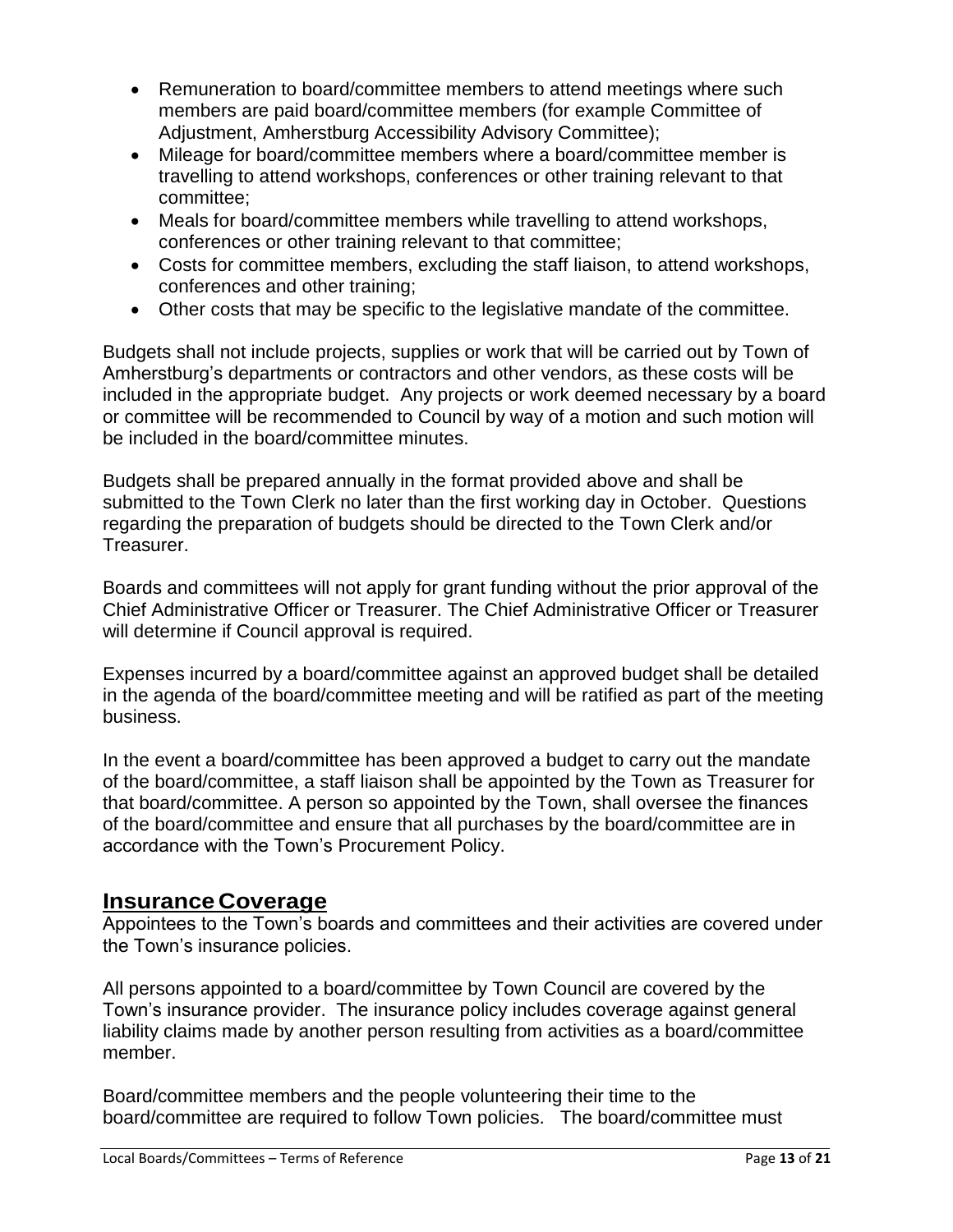- Remuneration to board/committee members to attend meetings where such members are paid board/committee members (for example Committee of Adjustment, Amherstburg Accessibility Advisory Committee);
- Mileage for board/committee members where a board/committee member is travelling to attend workshops, conferences or other training relevant to that committee;
- Meals for board/committee members while travelling to attend workshops, conferences or other training relevant to that committee;
- Costs for committee members, excluding the staff liaison, to attend workshops, conferences and other training;
- Other costs that may be specific to the legislative mandate of the committee.

Budgets shall not include projects, supplies or work that will be carried out by Town of Amherstburg's departments or contractors and other vendors, as these costs will be included in the appropriate budget. Any projects or work deemed necessary by a board or committee will be recommended to Council by way of a motion and such motion will be included in the board/committee minutes.

Budgets shall be prepared annually in the format provided above and shall be submitted to the Town Clerk no later than the first working day in October. Questions regarding the preparation of budgets should be directed to the Town Clerk and/or Treasurer.

Boards and committees will not apply for grant funding without the prior approval of the Chief Administrative Officer or Treasurer. The Chief Administrative Officer or Treasurer will determine if Council approval is required.

Expenses incurred by a board/committee against an approved budget shall be detailed in the agenda of the board/committee meeting and will be ratified as part of the meeting business.

In the event a board/committee has been approved a budget to carry out the mandate of the board/committee, a staff liaison shall be appointed by the Town as Treasurer for that board/committee. A person so appointed by the Town, shall oversee the finances of the board/committee and ensure that all purchases by the board/committee are in accordance with the Town's Procurement Policy.

## Insurance Coverage

Appointees to the Town's boards and committees and their activities are covered under the Town's insurance policies.

All persons appointed to a board/committee by Town Council are covered by the Town's insurance provider. The insurance policy includes coverage against general liability claims made by another person resulting from activities as a board/committee member.

Board/committee members and the people volunteering their time to the board/committee are required to follow Town policies. The board/committee must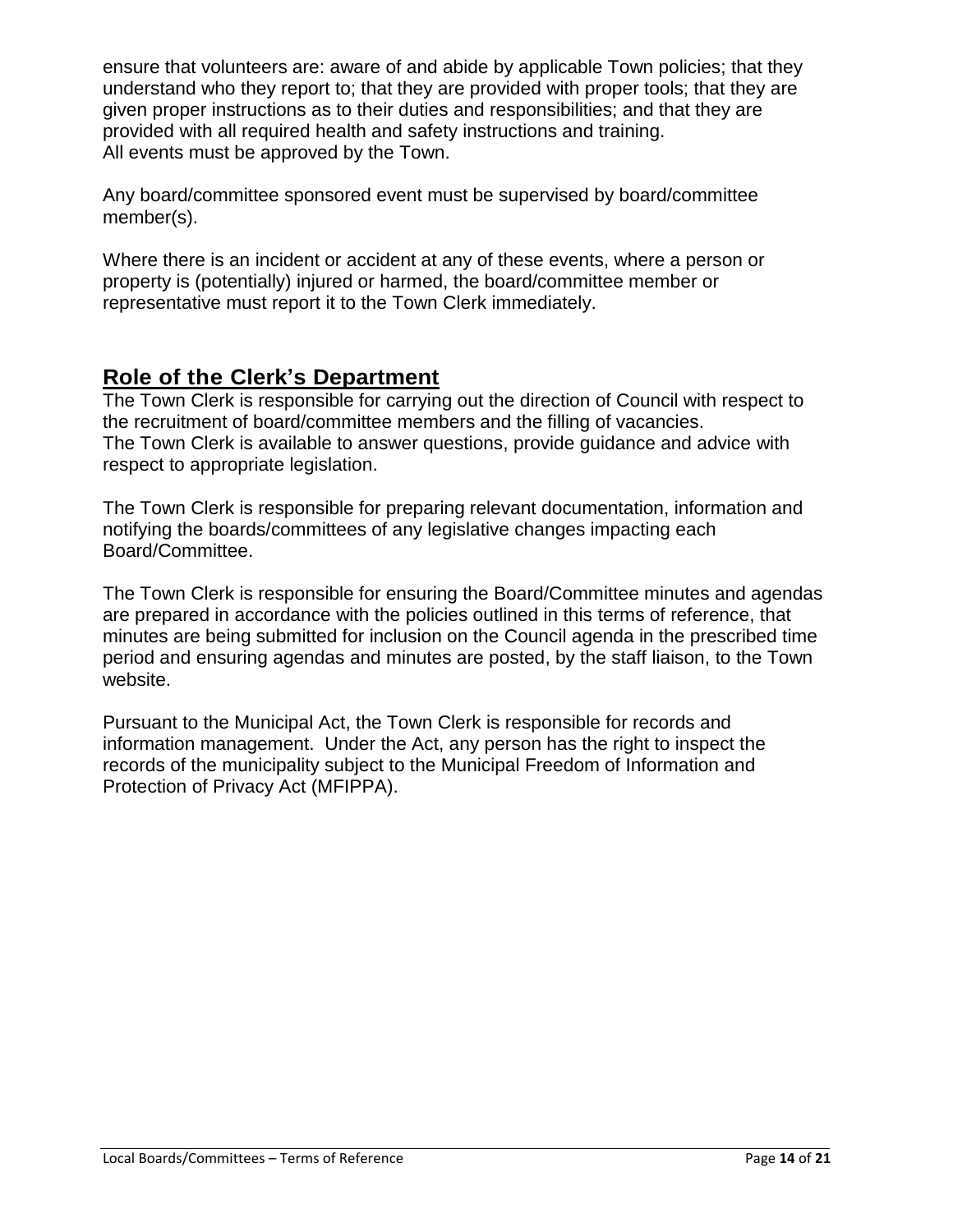ensure that volunteers are: aware of and abide by applicable Town policies; that they understand who they report to; that they are provided with proper tools; that they are given proper instructions as to their duties and responsibilities; and that they are provided with all required health and safety instructions and training.
All events must be approved by the Town.

Any board/committee sponsored event must be supervised by board/committee member(s).

Where there is an incident or accident at any of these events, where a person or property is (potentially) injured or harmed, the board/committee member or representative must report it to the Town Clerk immediately.

## Role of the Clerk's Department

The Town Clerk is responsible for carrying out the direction of Council with respect to the recruitment of board/committee members and the filling of vacancies.
The Town Clerk is available to answer questions, provide guidance and advice with respect to appropriate legislation.

The Town Clerk is responsible for preparing relevant documentation, information and notifying the boards/committees of any legislative changes impacting each Board/Committee.

The Town Clerk is responsible for ensuring the Board/Committee minutes and agendas are prepared in accordance with the policies outlined in this terms of reference, that minutes are being submitted for inclusion on the Council agenda in the prescribed time period and ensuring agendas and minutes are posted, by the staff liaison, to the Town website.

Pursuant to the Municipal Act, the Town Clerk is responsible for records and information management. Under the Act, any person has the right to inspect the records of the municipality subject to the Municipal Freedom of Information and Protection of Privacy Act (MFIPPA).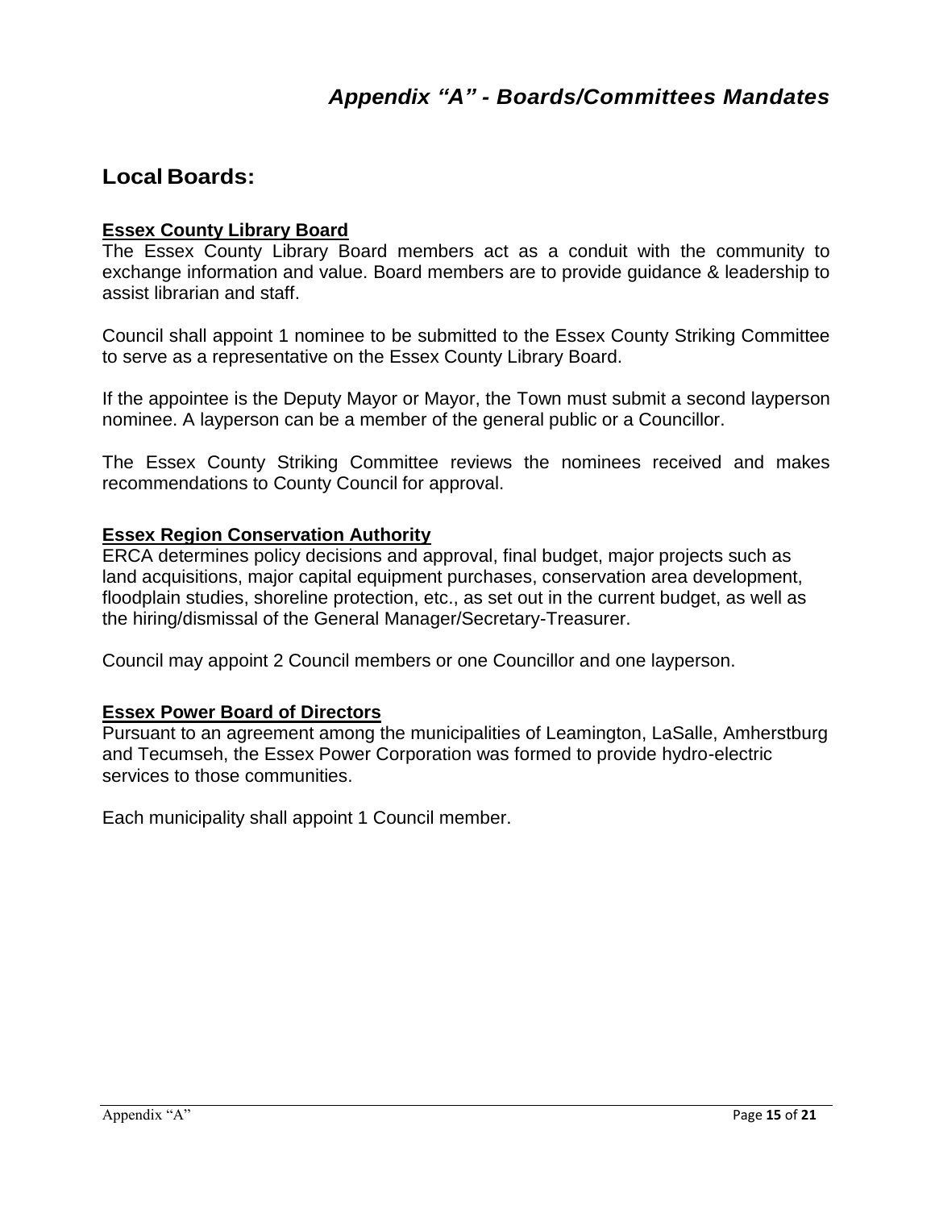# *Appendix "A" - Boards/Committees Mandates*

## Local Boards:

**Essex County Library Board**

The Essex County Library Board members act as a conduit with the community to exchange information and value. Board members are to provide guidance & leadership to assist librarian and staff.

Council shall appoint 1 nominee to be submitted to the Essex County Striking Committee to serve as a representative on the Essex County Library Board.

If the appointee is the Deputy Mayor or Mayor, the Town must submit a second layperson nominee. A layperson can be a member of the general public or a Councillor.

The Essex County Striking Committee reviews the nominees received and makes recommendations to County Council for approval.

**Essex Region Conservation Authority**

ERCA determines policy decisions and approval, final budget, major projects such as land acquisitions, major capital equipment purchases, conservation area development, floodplain studies, shoreline protection, etc., as set out in the current budget, as well as the hiring/dismissal of the General Manager/Secretary-Treasurer.

Council may appoint 2 Council members or one Councillor and one layperson.

**Essex Power Board of Directors**

Pursuant to an agreement among the municipalities of Leamington, LaSalle, Amherstburg and Tecumseh, the Essex Power Corporation was formed to provide hydro-electric services to those communities.

Each municipality shall appoint 1 Council member.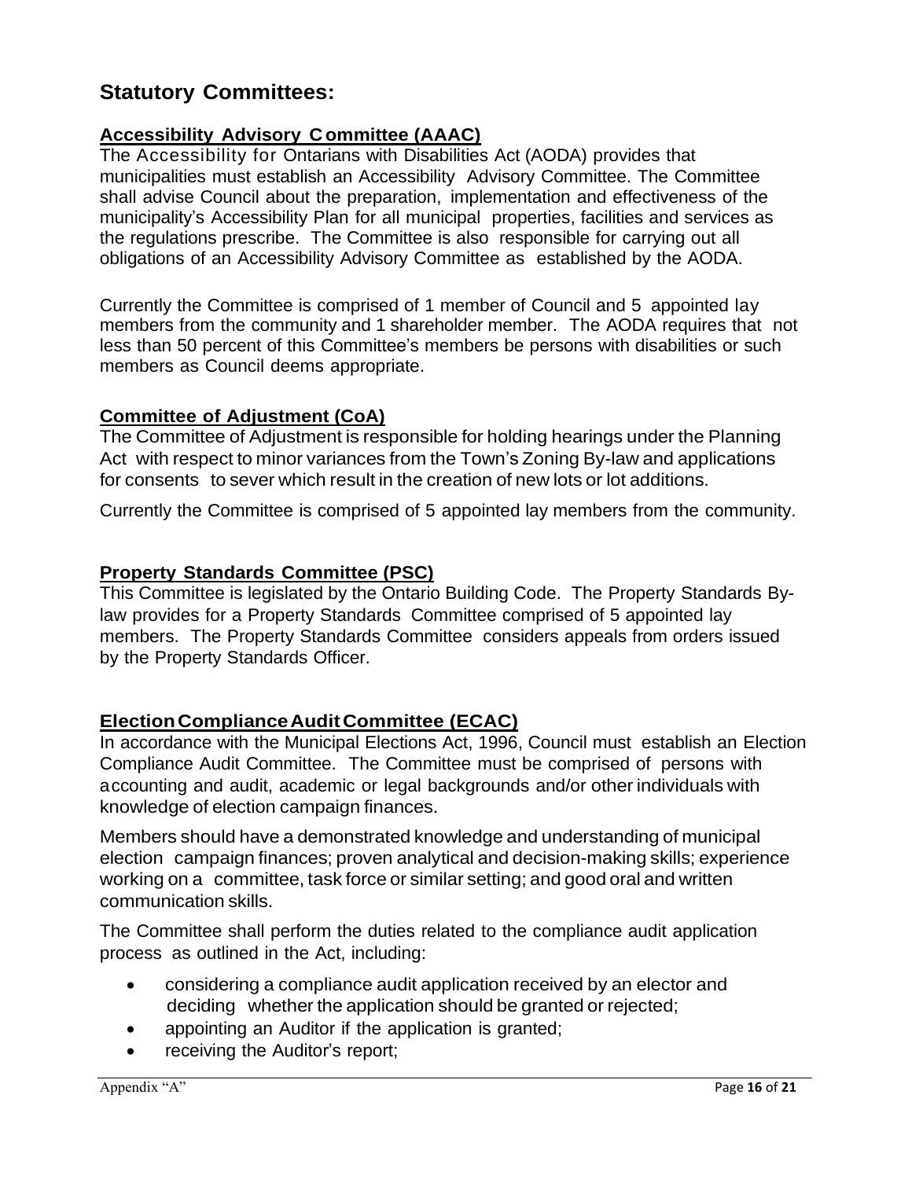## Statutory Committees:

### Accessibility Advisory Committee (AAAC)

The Accessibility for Ontarians with Disabilities Act (AODA) provides that municipalities must establish an Accessibility Advisory Committee. The Committee shall advise Council about the preparation, implementation and effectiveness of the municipality's Accessibility Plan for all municipal properties, facilities and services as the regulations prescribe. The Committee is also responsible for carrying out all obligations of an Accessibility Advisory Committee as established by the AODA.

Currently the Committee is comprised of 1 member of Council and 5 appointed lay members from the community and 1 shareholder member. The AODA requires that not less than 50 percent of this Committee's members be persons with disabilities or such members as Council deems appropriate.

### Committee of Adjustment (CoA)

The Committee of Adjustment is responsible for holding hearings under the Planning Act with respect to minor variances from the Town's Zoning By-law and applications for consents to sever which result in the creation of new lots or lot additions.

Currently the Committee is comprised of 5 appointed lay members from the community.

### Property Standards Committee (PSC)

This Committee is legislated by the Ontario Building Code. The Property Standards By-law provides for a Property Standards Committee comprised of 5 appointed lay members. The Property Standards Committee considers appeals from orders issued by the Property Standards Officer.

### Election Compliance Audit Committee (ECAC)

In accordance with the Municipal Elections Act, 1996, Council must establish an Election Compliance Audit Committee. The Committee must be comprised of persons with accounting and audit, academic or legal backgrounds and/or other individuals with knowledge of election campaign finances.

Members should have a demonstrated knowledge and understanding of municipal election campaign finances; proven analytical and decision-making skills; experience working on a committee, task force or similar setting; and good oral and written communication skills.

The Committee shall perform the duties related to the compliance audit application process as outlined in the Act, including:

- considering a compliance audit application received by an elector and deciding whether the application should be granted or rejected;
- appointing an Auditor if the application is granted;
- receiving the Auditor's report;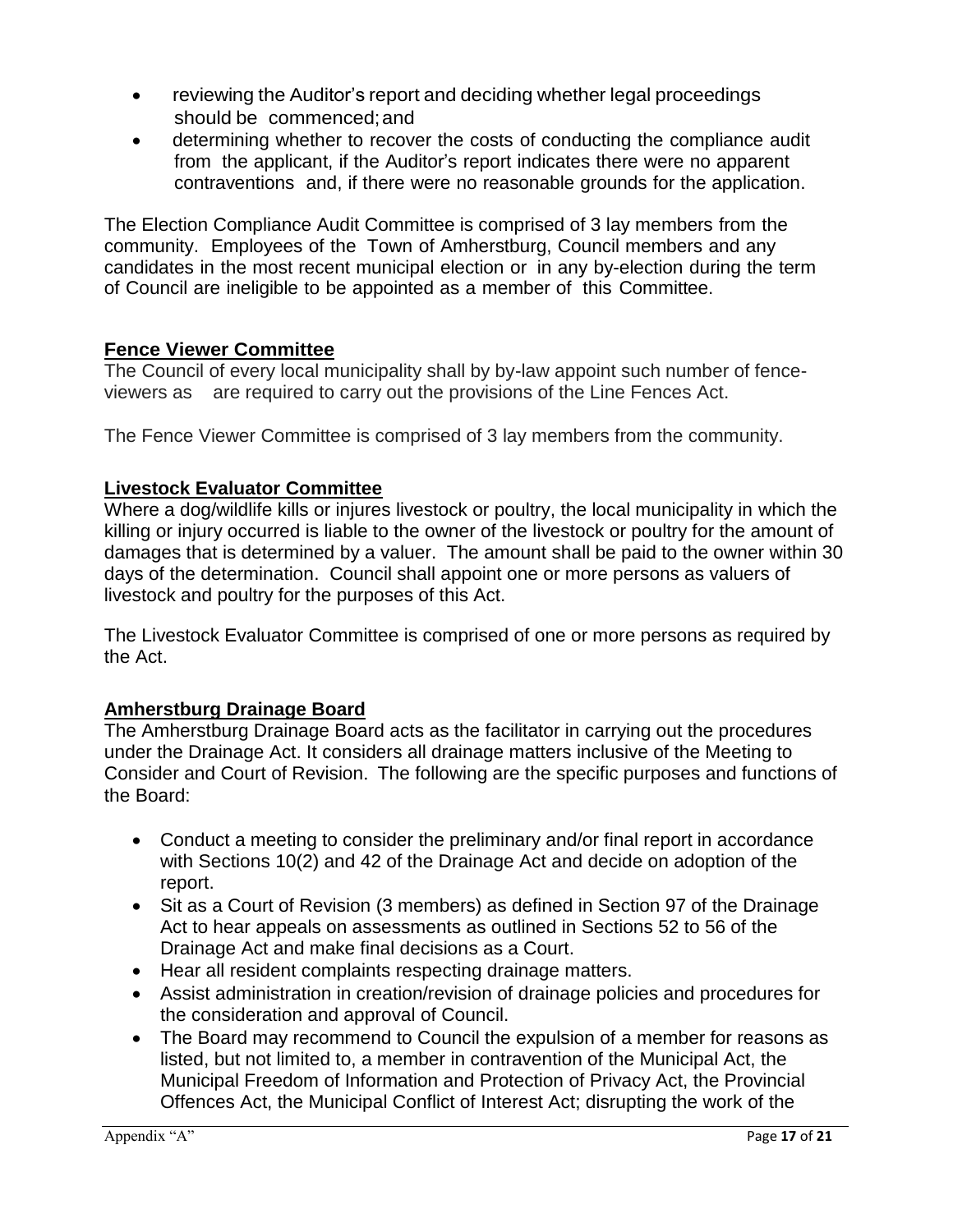- reviewing the Auditor's report and deciding whether legal proceedings should be commenced; and
- determining whether to recover the costs of conducting the compliance audit from the applicant, if the Auditor's report indicates there were no apparent contraventions and, if there were no reasonable grounds for the application.

The Election Compliance Audit Committee is comprised of 3 lay members from the community. Employees of the Town of Amherstburg, Council members and any candidates in the most recent municipal election or in any by-election during the term of Council are ineligible to be appointed as a member of this Committee.

## **Fence Viewer Committee**

The Council of every local municipality shall by by-law appoint such number of fence-viewers as are required to carry out the provisions of the Line Fences Act.

The Fence Viewer Committee is comprised of 3 lay members from the community.

## **Livestock Evaluator Committee**

Where a dog/wildlife kills or injures livestock or poultry, the local municipality in which the killing or injury occurred is liable to the owner of the livestock or poultry for the amount of damages that is determined by a valuer. The amount shall be paid to the owner within 30 days of the determination. Council shall appoint one or more persons as valuers of livestock and poultry for the purposes of this Act.

The Livestock Evaluator Committee is comprised of one or more persons as required by the Act.

## **Amherstburg Drainage Board**

The Amherstburg Drainage Board acts as the facilitator in carrying out the procedures under the Drainage Act. It considers all drainage matters inclusive of the Meeting to Consider and Court of Revision. The following are the specific purposes and functions of the Board:

- Conduct a meeting to consider the preliminary and/or final report in accordance with Sections 10(2) and 42 of the Drainage Act and decide on adoption of the report.
- Sit as a Court of Revision (3 members) as defined in Section 97 of the Drainage Act to hear appeals on assessments as outlined in Sections 52 to 56 of the Drainage Act and make final decisions as a Court.
- Hear all resident complaints respecting drainage matters.
- Assist administration in creation/revision of drainage policies and procedures for the consideration and approval of Council.
- The Board may recommend to Council the expulsion of a member for reasons as listed, but not limited to, a member in contravention of the Municipal Act, the Municipal Freedom of Information and Protection of Privacy Act, the Provincial Offences Act, the Municipal Conflict of Interest Act; disrupting the work of the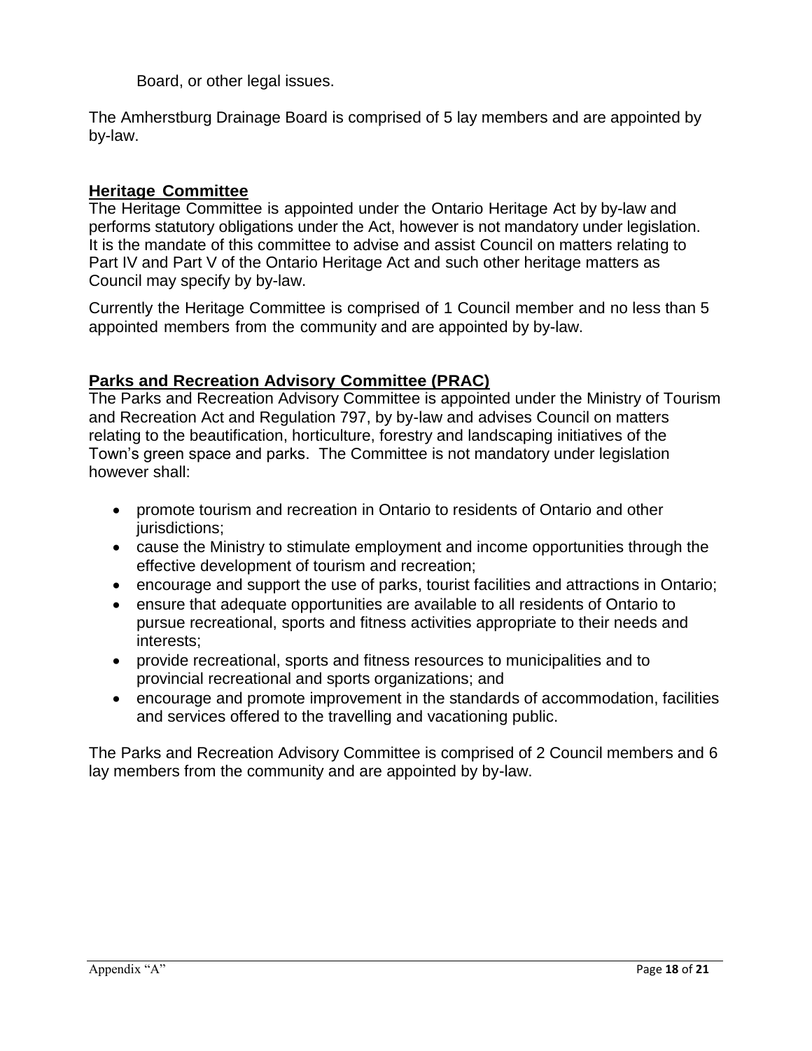Board, or other legal issues.

The Amherstburg Drainage Board is comprised of 5 lay members and are appointed by by-law.

## **Heritage Committee**

The Heritage Committee is appointed under the Ontario Heritage Act by by-law and performs statutory obligations under the Act, however is not mandatory under legislation. It is the mandate of this committee to advise and assist Council on matters relating to Part IV and Part V of the Ontario Heritage Act and such other heritage matters as Council may specify by by-law.

Currently the Heritage Committee is comprised of 1 Council member and no less than 5 appointed members from the community and are appointed by by-law.

## **Parks and Recreation Advisory Committee (PRAC)**

The Parks and Recreation Advisory Committee is appointed under the Ministry of Tourism and Recreation Act and Regulation 797, by by-law and advises Council on matters relating to the beautification, horticulture, forestry and landscaping initiatives of the Town's green space and parks. The Committee is not mandatory under legislation however shall:

- promote tourism and recreation in Ontario to residents of Ontario and other jurisdictions;
- cause the Ministry to stimulate employment and income opportunities through the effective development of tourism and recreation;
- encourage and support the use of parks, tourist facilities and attractions in Ontario;
- ensure that adequate opportunities are available to all residents of Ontario to pursue recreational, sports and fitness activities appropriate to their needs and interests;
- provide recreational, sports and fitness resources to municipalities and to provincial recreational and sports organizations; and
- encourage and promote improvement in the standards of accommodation, facilities and services offered to the travelling and vacationing public.

The Parks and Recreation Advisory Committee is comprised of 2 Council members and 6 lay members from the community and are appointed by by-law.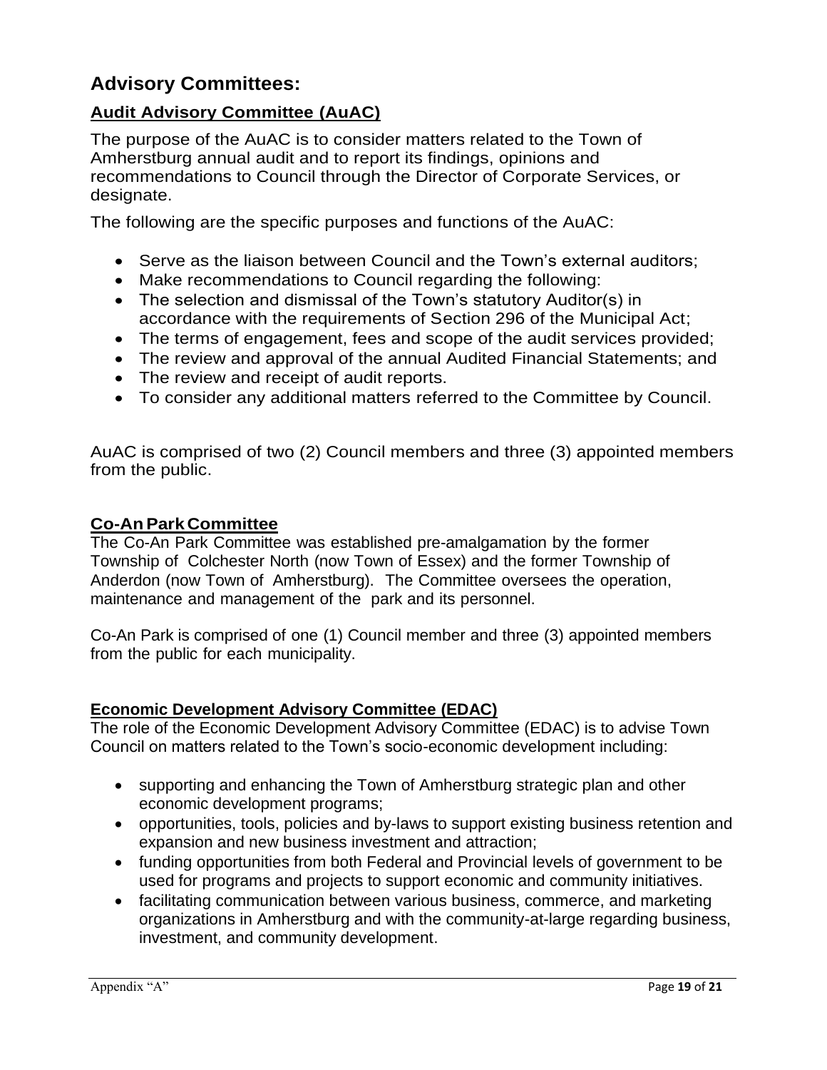## Advisory Committees:

### Audit Advisory Committee (AuAC)

The purpose of the AuAC is to consider matters related to the Town of Amherstburg annual audit and to report its findings, opinions and recommendations to Council through the Director of Corporate Services, or designate.

The following are the specific purposes and functions of the AuAC:

- Serve as the liaison between Council and the Town's external auditors;
- Make recommendations to Council regarding the following:
- The selection and dismissal of the Town's statutory Auditor(s) in accordance with the requirements of Section 296 of the Municipal Act;
- The terms of engagement, fees and scope of the audit services provided;
- The review and approval of the annual Audited Financial Statements; and
- The review and receipt of audit reports.
- To consider any additional matters referred to the Committee by Council.

AuAC is comprised of two (2) Council members and three (3) appointed members from the public.

### Co-An Park Committee

The Co-An Park Committee was established pre-amalgamation by the former Township of Colchester North (now Town of Essex) and the former Township of Anderdon (now Town of Amherstburg). The Committee oversees the operation, maintenance and management of the park and its personnel.

Co-An Park is comprised of one (1) Council member and three (3) appointed members from the public for each municipality.

### Economic Development Advisory Committee (EDAC)

The role of the Economic Development Advisory Committee (EDAC) is to advise Town Council on matters related to the Town's socio-economic development including:

- supporting and enhancing the Town of Amherstburg strategic plan and other economic development programs;
- opportunities, tools, policies and by-laws to support existing business retention and expansion and new business investment and attraction;
- funding opportunities from both Federal and Provincial levels of government to be used for programs and projects to support economic and community initiatives.
- facilitating communication between various business, commerce, and marketing organizations in Amherstburg and with the community-at-large regarding business, investment, and community development.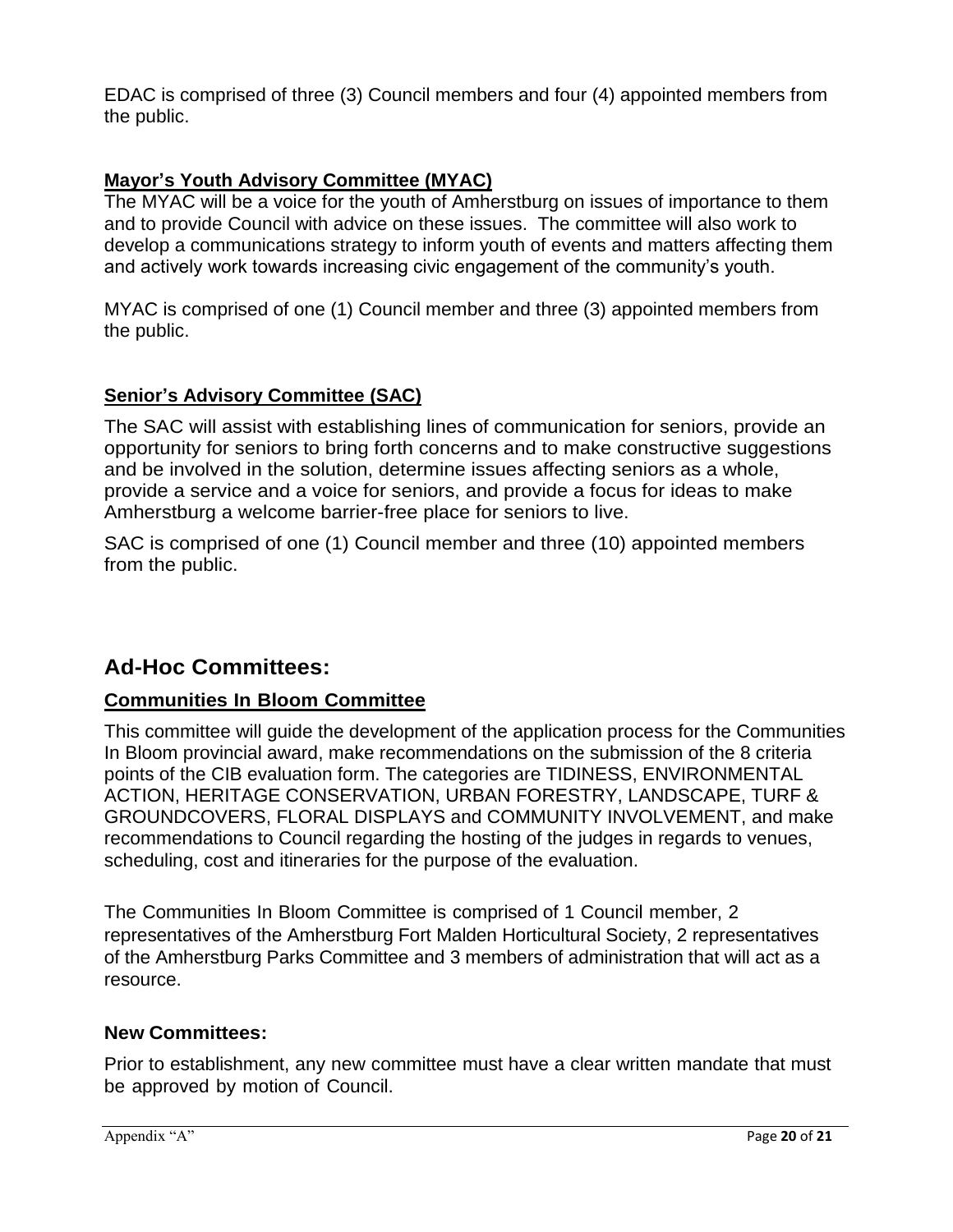EDAC is comprised of three (3) Council members and four (4) appointed members from the public.

**Mayor's Youth Advisory Committee (MYAC)**

The MYAC will be a voice for the youth of Amherstburg on issues of importance to them and to provide Council with advice on these issues. The committee will also work to develop a communications strategy to inform youth of events and matters affecting them and actively work towards increasing civic engagement of the community's youth.

MYAC is comprised of one (1) Council member and three (3) appointed members from the public.

**Senior's Advisory Committee (SAC)**

The SAC will assist with establishing lines of communication for seniors, provide an opportunity for seniors to bring forth concerns and to make constructive suggestions and be involved in the solution, determine issues affecting seniors as a whole, provide a service and a voice for seniors, and provide a focus for ideas to make Amherstburg a welcome barrier-free place for seniors to live.

SAC is comprised of one (1) Council member and three (10) appointed members from the public.

## Ad-Hoc Committees:

**Communities In Bloom Committee**

This committee will guide the development of the application process for the Communities In Bloom provincial award, make recommendations on the submission of the 8 criteria points of the CIB evaluation form. The categories are TIDINESS, ENVIRONMENTAL ACTION, HERITAGE CONSERVATION, URBAN FORESTRY, LANDSCAPE, TURF & GROUNDCOVERS, FLORAL DISPLAYS and COMMUNITY INVOLVEMENT, and make recommendations to Council regarding the hosting of the judges in regards to venues, scheduling, cost and itineraries for the purpose of the evaluation.

The Communities In Bloom Committee is comprised of 1 Council member, 2 representatives of the Amherstburg Fort Malden Horticultural Society, 2 representatives of the Amherstburg Parks Committee and 3 members of administration that will act as a resource.

**New Committees:**

Prior to establishment, any new committee must have a clear written mandate that must be approved by motion of Council.

Appendix "A"